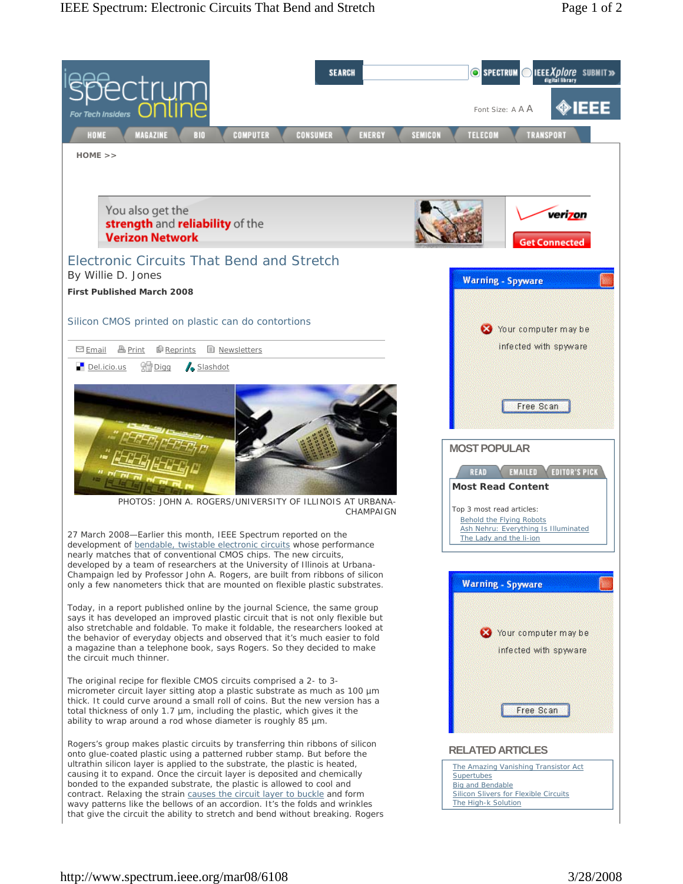# Electronic Circuits That Bend and Stretch

By Willie D. Jones

**First Published March 2008**

## Silicon CMOS printed on plastic can do contortions

PHOTOS: JOHN A. ROGERS/UNIVERSITY OF ILLINOIS AT URBANA-CHAMPAIGN

27 March 2008—Earlier this month, IEEE Spectrum reported on the development of bendable, twistable electronic circuits whose performance nearly matches that of conventional CMOS chips. The new circuits, developed by a team of researchers at the University of Illinois at Urbana-Champaign led by Professor John A. Rogers, are built from ribbons of silicon only a few nanometers thick that are mounted on flexible plastic substrates.

Today, in a report published online by the journal Science, the same group says it has developed an improved plastic circuit that is not only flexible but also stretchable and foldable. To make it foldable, the researchers looked at the behavior of everyday objects and observed that it's much easier to fold a magazine than a telephone book, says Rogers. So they decided to make the circuit much thinner.

The original recipe for flexible CMOS circuits comprised a 2- to 3-micrometer circuit layer sitting atop a plastic substrate as much as 100 µm thick. It could curve around a small roll of coins. But the new version has a total thickness of only 1.7 µm, including the plastic, which gives it the ability to wrap around a rod whose diameter is roughly 85 µm.

Rogers's group makes plastic circuits by transferring thin ribbons of silicon onto glue-coated plastic using a patterned rubber stamp. But before the ultrathin silicon layer is applied to the substrate, the plastic is heated, causing it to expand. Once the circuit layer is deposited and chemically bonded to the expanded substrate, the plastic is allowed to cool and contract. Relaxing the strain causes the circuit layer to buckle and form wavy patterns like the bellows of an accordion. It's the folds and wrinkles that give the circuit the ability to stretch and bend without breaking. Rogers

### MOST POPULAR

**Most Read Content**

Top 3 most read articles:

- Behold the Flying Robots
- Ash Nehru: Everything Is Illuminated
- The Lady and the li-ion

### RELATED ARTICLES

- The Amazing Vanishing Transistor Act
- Supertubes
- Big and Bendable
- Silicon Slivers for Flexible Circuits
- The High-k Solution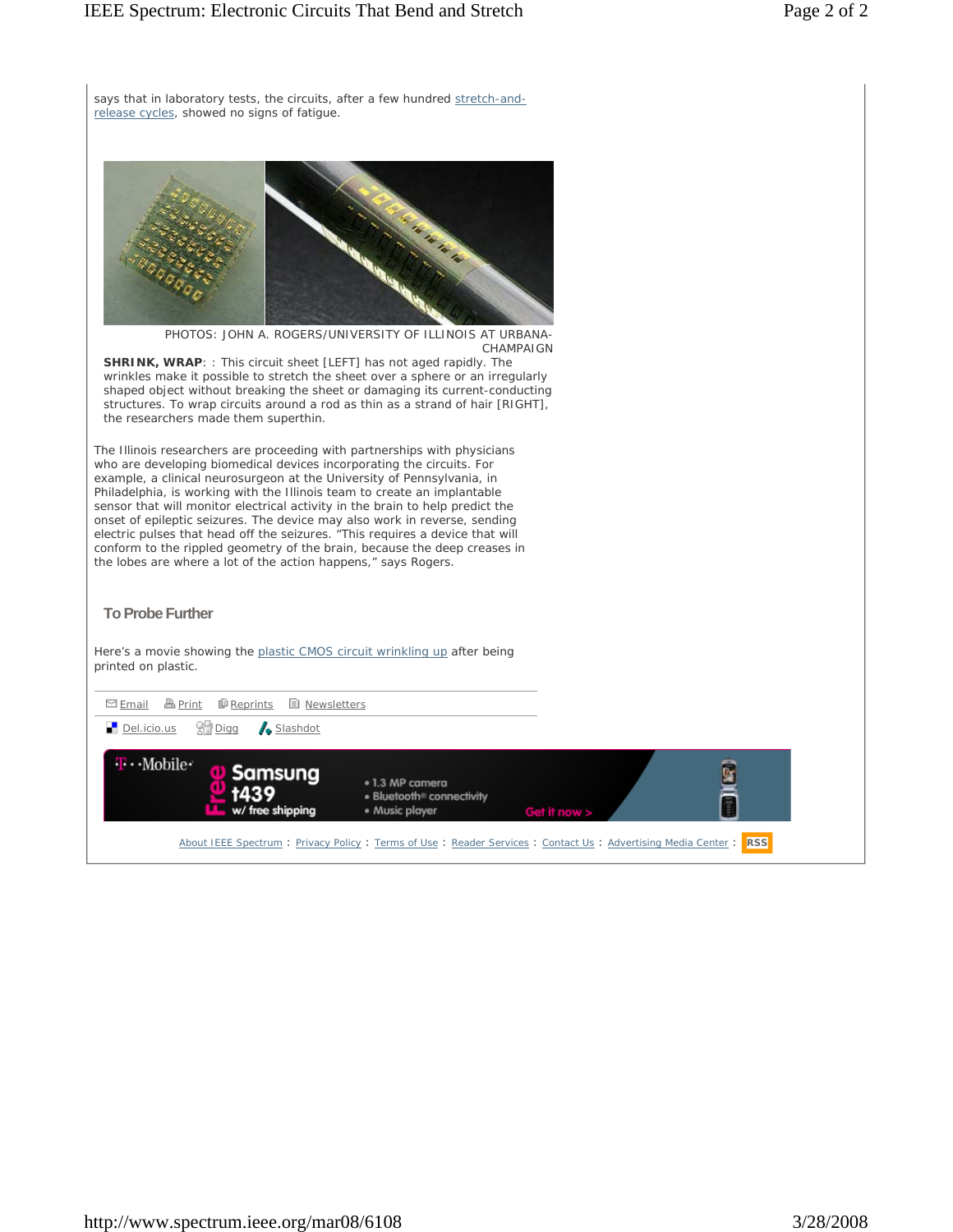says that in laboratory tests, the circuits, after a few hundred stretch-and-release cycles, showed no signs of fatigue.

PHOTOS: JOHN A. ROGERS/UNIVERSITY OF ILLINOIS AT URBANA-CHAMPAIGN

**SHRINK, WRAP**: : This circuit sheet [LEFT] has not aged rapidly. The wrinkles make it possible to stretch the sheet over a sphere or an irregularly shaped object without breaking the sheet or damaging its current-conducting structures. To wrap circuits around a rod as thin as a strand of hair [RIGHT], the researchers made them superthin.

The Illinois researchers are proceeding with partnerships with physicians who are developing biomedical devices incorporating the circuits. For example, a clinical neurosurgeon at the University of Pennsylvania, in Philadelphia, is working with the Illinois team to create an implantable sensor that will monitor electrical activity in the brain to help predict the onset of epileptic seizures. The device may also work in reverse, sending electric pulses that head off the seizures. "This requires a device that will conform to the rippled geometry of the brain, because the deep creases in the lobes are where a lot of the action happens," says Rogers.

## To Probe Further

Here's a movie showing the plastic CMOS circuit wrinkling up after being printed on plastic.

Email Print Reprints Newsletters

Del.icio.us Digg Slashdot

About IEEE Spectrum : Privacy Policy : Terms of Use : Reader Services : Contact Us : Advertising Media Center : RSS